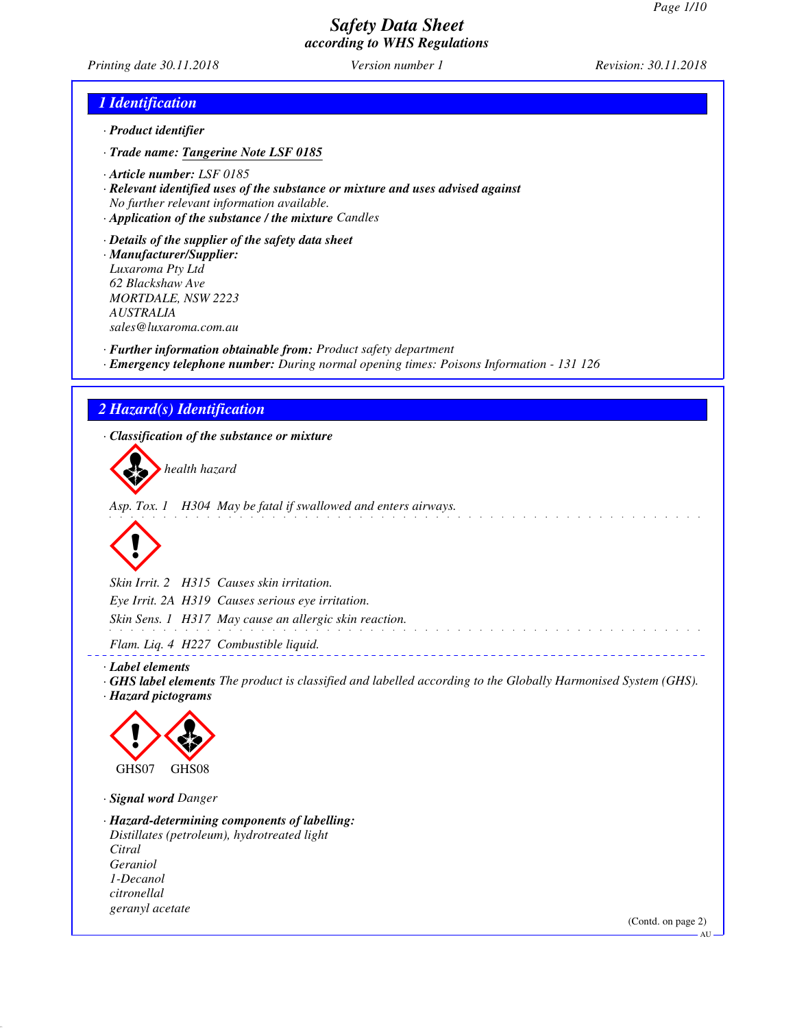# Safety Data Sheet
## according to WHS Regulations

Printing date 30.11.2018 | Version number 1 | Revision: 30.11.2018

## 1 Identification

· **Product identifier**

· **Trade name:** Tangerine Note LSF 0185

· **Article number:** LSF 0185

· **Relevant identified uses of the substance or mixture and uses advised against**
No further relevant information available.

· **Application of the substance / the mixture** Candles

· **Details of the supplier of the safety data sheet**

· **Manufacturer/Supplier:**
Luxaroma Pty Ltd
62 Blackshaw Ave
MORTDALE, NSW 2223
AUSTRALIA
sales@luxaroma.com.au

· **Further information obtainable from:** Product safety department

· **Emergency telephone number:** During normal opening times: Poisons Information - 131 126

## 2 Hazard(s) Identification

· **Classification of the substance or mixture**

health hazard

Asp. Tox. 1 H304 May be fatal if swallowed and enters airways.

Skin Irrit. 2 H315 Causes skin irritation.

Eye Irrit. 2A H319 Causes serious eye irritation.

Skin Sens. 1 H317 May cause an allergic skin reaction.

Flam. Liq. 4 H227 Combustible liquid.

· **Label elements**

· **GHS label elements** The product is classified and labelled according to the Globally Harmonised System (GHS).

· **Hazard pictograms**

GHS07 GHS08

· **Signal word** Danger

· **Hazard-determining components of labelling:**
Distillates (petroleum), hydrotreated light
Citral
Geraniol
1-Decanol
citronellal
geranyl acetate

(Contd. on page 2)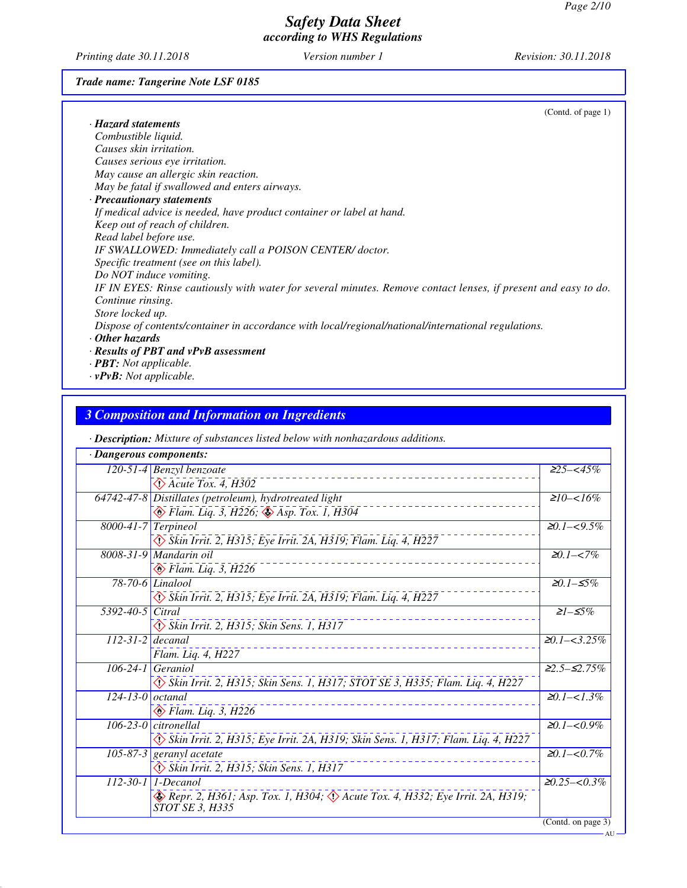Trade name: Tangerine Note LSF 0185

(Contd. of page 1)

· **Hazard statements**

Combustible liquid.
Causes skin irritation.
Causes serious eye irritation.
May cause an allergic skin reaction.
May be fatal if swallowed and enters airways.

· **Precautionary statements**

If medical advice is needed, have product container or label at hand.
Keep out of reach of children.
Read label before use.
IF SWALLOWED: Immediately call a POISON CENTER/ doctor.
Specific treatment (see on this label).
Do NOT induce vomiting.
IF IN EYES: Rinse cautiously with water for several minutes. Remove contact lenses, if present and easy to do. Continue rinsing.
Store locked up.
Dispose of contents/container in accordance with local/regional/national/international regulations.

· **Other hazards**

· **Results of PBT and vPvB assessment**

· **PBT:** Not applicable.

· **vPvB:** Not applicable.

## 3 Composition and Information on Ingredients

· **Description:** Mixture of substances listed below with nonhazardous additions.

· **Dangerous components:**

| CAS | Component / Classification | Concentration |
|---|---|---|
| 120-51-4 | Benzyl benzoate<br>Acute Tox. 4, H302 | ≥25–<45% |
| 64742-47-8 | Distillates (petroleum), hydrotreated light<br>Flam. Liq. 3, H226; Asp. Tox. 1, H304 | ≥10–<16% |
| 8000-41-7 | Terpineol<br>Skin Irrit. 2, H315; Eye Irrit. 2A, H319; Flam. Liq. 4, H227 | ≥0.1–<9.5% |
| 8008-31-9 | Mandarin oil<br>Flam. Liq. 3, H226 | ≥0.1–<7% |
| 78-70-6 | Linalool<br>Skin Irrit. 2, H315; Eye Irrit. 2A, H319; Flam. Liq. 4, H227 | ≥0.1–≤5% |
| 5392-40-5 | Citral<br>Skin Irrit. 2, H315; Skin Sens. 1, H317 | ≥1–≤5% |
| 112-31-2 | decanal<br>Flam. Liq. 4, H227 | ≥0.1–<3.25% |
| 106-24-1 | Geraniol<br>Skin Irrit. 2, H315; Skin Sens. 1, H317; STOT SE 3, H335; Flam. Liq. 4, H227 | ≥2.5–≤2.75% |
| 124-13-0 | octanal<br>Flam. Liq. 3, H226 | ≥0.1–<1.3% |
| 106-23-0 | citronellal<br>Skin Irrit. 2, H315; Eye Irrit. 2A, H319; Skin Sens. 1, H317; Flam. Liq. 4, H227 | ≥0.1–<0.9% |
| 105-87-3 | geranyl acetate<br>Skin Irrit. 2, H315; Skin Sens. 1, H317 | ≥0.1–<0.7% |
| 112-30-1 | 1-Decanol<br>Repr. 2, H361; Asp. Tox. 1, H304; Acute Tox. 4, H332; Eye Irrit. 2A, H319; STOT SE 3, H335 | ≥0.25–<0.3% |

(Contd. on page 3)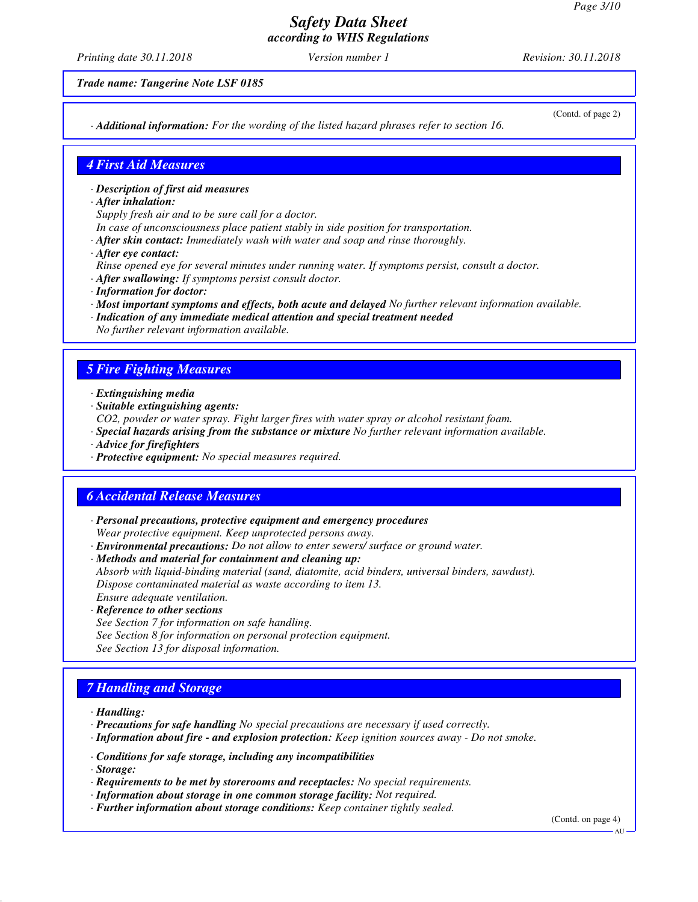*Trade name: Tangerine Note LSF 0185*

(Contd. of page 2)

· ***Additional information:*** *For the wording of the listed hazard phrases refer to section 16.*

## 4 First Aid Measures

· ***Description of first aid measures***
· ***After inhalation:***
*Supply fresh air and to be sure call for a doctor.*
*In case of unconsciousness place patient stably in side position for transportation.*
· ***After skin contact:*** *Immediately wash with water and soap and rinse thoroughly.*
· ***After eye contact:***
*Rinse opened eye for several minutes under running water. If symptoms persist, consult a doctor.*
· ***After swallowing:*** *If symptoms persist consult doctor.*
· ***Information for doctor:***
· ***Most important symptoms and effects, both acute and delayed*** *No further relevant information available.*
· ***Indication of any immediate medical attention and special treatment needed***
*No further relevant information available.*

## 5 Fire Fighting Measures

· ***Extinguishing media***
· ***Suitable extinguishing agents:***
*CO2, powder or water spray. Fight larger fires with water spray or alcohol resistant foam.*
· ***Special hazards arising from the substance or mixture*** *No further relevant information available.*
· ***Advice for firefighters***
· ***Protective equipment:*** *No special measures required.*

## 6 Accidental Release Measures

· ***Personal precautions, protective equipment and emergency procedures***
*Wear protective equipment. Keep unprotected persons away.*
· ***Environmental precautions:*** *Do not allow to enter sewers/ surface or ground water.*
· ***Methods and material for containment and cleaning up:***
*Absorb with liquid-binding material (sand, diatomite, acid binders, universal binders, sawdust).*
*Dispose contaminated material as waste according to item 13.*
*Ensure adequate ventilation.*
· ***Reference to other sections***
*See Section 7 for information on safe handling.*
*See Section 8 for information on personal protection equipment.*
*See Section 13 for disposal information.*

## 7 Handling and Storage

· ***Handling:***
· ***Precautions for safe handling*** *No special precautions are necessary if used correctly.*
· ***Information about fire - and explosion protection:*** *Keep ignition sources away - Do not smoke.*

· ***Conditions for safe storage, including any incompatibilities***
· ***Storage:***
· ***Requirements to be met by storerooms and receptacles:*** *No special requirements.*
· ***Information about storage in one common storage facility:*** *Not required.*
· ***Further information about storage conditions:*** *Keep container tightly sealed.*

(Contd. on page 4)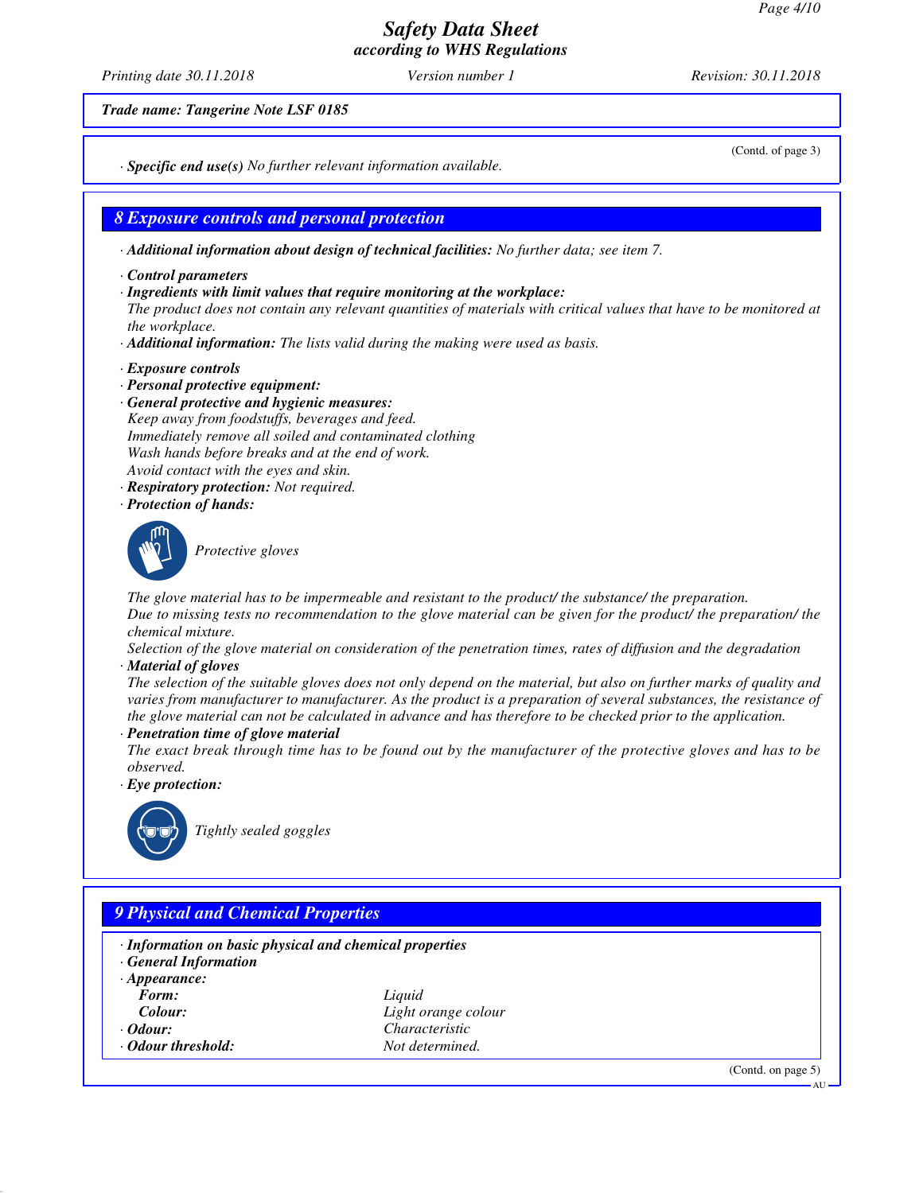*(Contd. of page 3)*

· **Specific end use(s)** No further relevant information available.

## 8 Exposure controls and personal protection

· **Additional information about design of technical facilities:** No further data; see item 7.

· **Control parameters**

· **Ingredients with limit values that require monitoring at the workplace:**
The product does not contain any relevant quantities of materials with critical values that have to be monitored at the workplace.

· **Additional information:** The lists valid during the making were used as basis.

· **Exposure controls**

· **Personal protective equipment:**

· **General protective and hygienic measures:**
Keep away from foodstuffs, beverages and feed.
Immediately remove all soiled and contaminated clothing
Wash hands before breaks and at the end of work.
Avoid contact with the eyes and skin.

· **Respiratory protection:** Not required.

· **Protection of hands:**

Protective gloves

The glove material has to be impermeable and resistant to the product/ the substance/ the preparation.
Due to missing tests no recommendation to the glove material can be given for the product/ the preparation/ the chemical mixture.
Selection of the glove material on consideration of the penetration times, rates of diffusion and the degradation

· **Material of gloves**
The selection of the suitable gloves does not only depend on the material, but also on further marks of quality and varies from manufacturer to manufacturer. As the product is a preparation of several substances, the resistance of the glove material can not be calculated in advance and has therefore to be checked prior to the application.

· **Penetration time of glove material**
The exact break through time has to be found out by the manufacturer of the protective gloves and has to be observed.

· **Eye protection:**

Tightly sealed goggles

## 9 Physical and Chemical Properties

· **Information on basic physical and chemical properties**

· **General Information**

· **Appearance:**

| | |
|---|---|
| **Form:** | Liquid |
| **Colour:** | Light orange colour |
| · **Odour:** | Characteristic |
| · **Odour threshold:** | Not determined. |

*(Contd. on page 5)*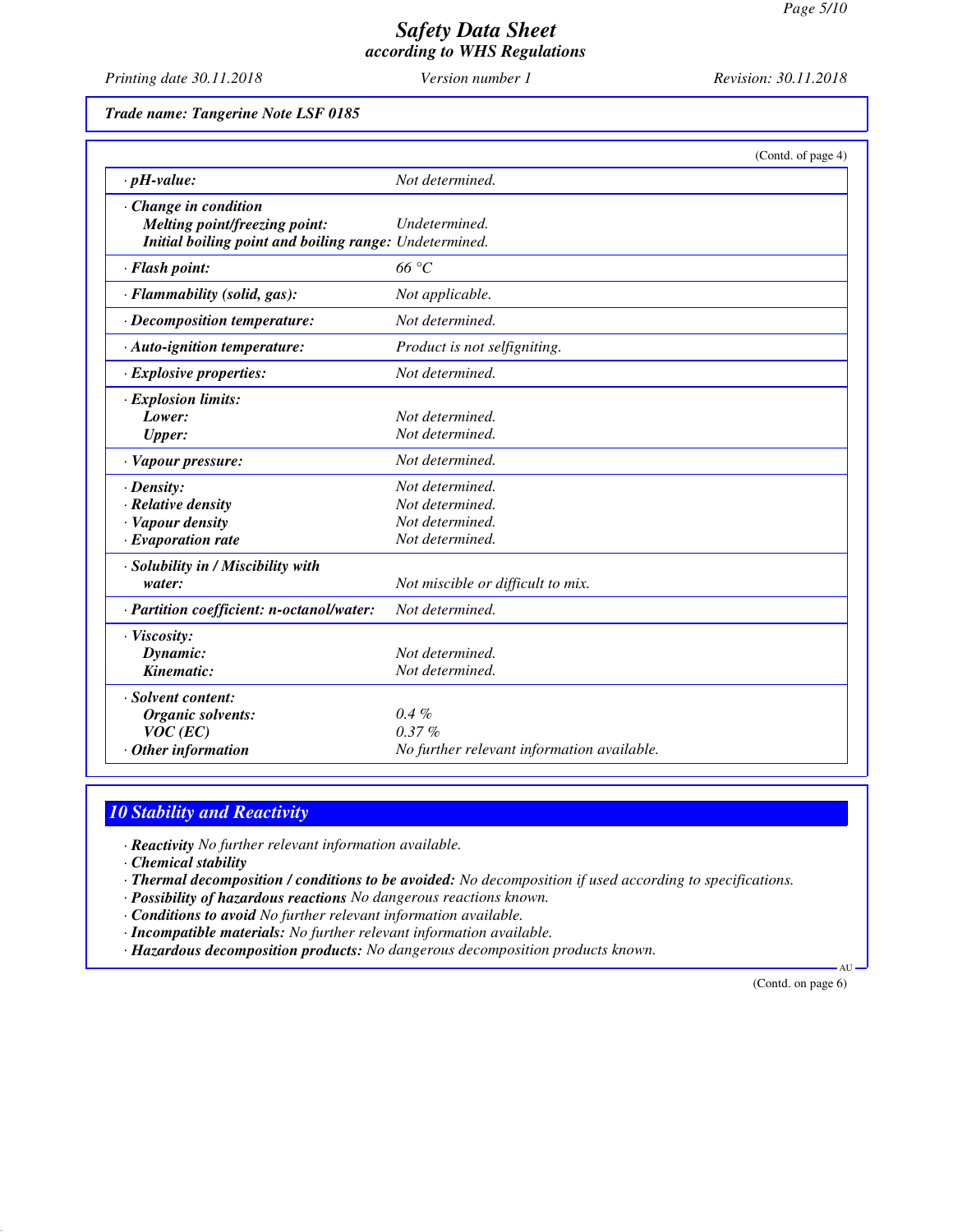**Trade name: Tangerine Note LSF 0185**

(Contd. of page 4)

| | |
|---|---|
| · **pH-value:** | *Not determined.* |
| · **Change in condition** | |
| **Melting point/freezing point:** | *Undetermined.* |
| **Initial boiling point and boiling range:** | *Undetermined.* |
| · **Flash point:** | *66 °C* |
| · **Flammability (solid, gas):** | *Not applicable.* |
| · **Decomposition temperature:** | *Not determined.* |
| · **Auto-ignition temperature:** | *Product is not selfigniting.* |
| · **Explosive properties:** | *Not determined.* |
| · **Explosion limits:** | |
| **Lower:** | *Not determined.* |
| **Upper:** | *Not determined.* |
| · **Vapour pressure:** | *Not determined.* |
| · **Density:** | *Not determined.* |
| · **Relative density** | *Not determined.* |
| · **Vapour density** | *Not determined.* |
| · **Evaporation rate** | *Not determined.* |
| · **Solubility in / Miscibility with** | |
| **water:** | *Not miscible or difficult to mix.* |
| · **Partition coefficient: n-octanol/water:** | *Not determined.* |
| · **Viscosity:** | |
| **Dynamic:** | *Not determined.* |
| **Kinematic:** | *Not determined.* |
| · **Solvent content:** | |
| **Organic solvents:** | *0.4 %* |
| **VOC (EC)** | *0.37 %* |
| · **Other information** | *No further relevant information available.* |

## 10 Stability and Reactivity

· **Reactivity** *No further relevant information available.*
· **Chemical stability**
· **Thermal decomposition / conditions to be avoided:** *No decomposition if used according to specifications.*
· **Possibility of hazardous reactions** *No dangerous reactions known.*
· **Conditions to avoid** *No further relevant information available.*
· **Incompatible materials:** *No further relevant information available.*
· **Hazardous decomposition products:** *No dangerous decomposition products known.*

(Contd. on page 6)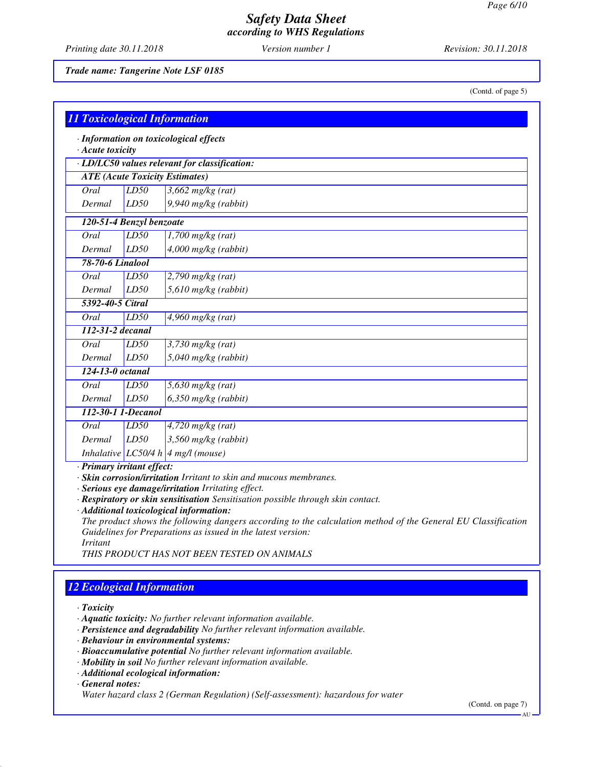*Trade name: Tangerine Note LSF 0185*

(Contd. of page 5)

## 11 Toxicological Information

· **Information on toxicological effects**
· **Acute toxicity**

| · LD/LC50 values relevant for classification: | | |
|---|---|---|
| **ATE (Acute Toxicity Estimates)** | | |
| Oral | LD50 | 3,662 mg/kg (rat) |
| Dermal | LD50 | 9,940 mg/kg (rabbit) |
| **120-51-4 Benzyl benzoate** | | |
| Oral | LD50 | 1,700 mg/kg (rat) |
| Dermal | LD50 | 4,000 mg/kg (rabbit) |
| **78-70-6 Linalool** | | |
| Oral | LD50 | 2,790 mg/kg (rat) |
| Dermal | LD50 | 5,610 mg/kg (rabbit) |
| **5392-40-5 Citral** | | |
| Oral | LD50 | 4,960 mg/kg (rat) |
| **112-31-2 decanal** | | |
| Oral | LD50 | 3,730 mg/kg (rat) |
| Dermal | LD50 | 5,040 mg/kg (rabbit) |
| **124-13-0 octanal** | | |
| Oral | LD50 | 5,630 mg/kg (rat) |
| Dermal | LD50 | 6,350 mg/kg (rabbit) |
| **112-30-1 1-Decanol** | | |
| Oral | LD50 | 4,720 mg/kg (rat) |
| Dermal | LD50 | 3,560 mg/kg (rabbit) |
| Inhalative | LC50/4 h | 4 mg/l (mouse) |

· **Primary irritant effect:**
· **Skin corrosion/irritation** Irritant to skin and mucous membranes.
· **Serious eye damage/irritation** Irritating effect.
· **Respiratory or skin sensitisation** Sensitisation possible through skin contact.
· **Additional toxicological information:**
The product shows the following dangers according to the calculation method of the General EU Classification Guidelines for Preparations as issued in the latest version:
Irritant
THIS PRODUCT HAS NOT BEEN TESTED ON ANIMALS

## 12 Ecological Information

· **Toxicity**
· **Aquatic toxicity:** No further relevant information available.
· **Persistence and degradability** No further relevant information available.
· **Behaviour in environmental systems:**
· **Bioaccumulative potential** No further relevant information available.
· **Mobility in soil** No further relevant information available.
· **Additional ecological information:**
· **General notes:**
Water hazard class 2 (German Regulation) (Self-assessment): hazardous for water

(Contd. on page 7)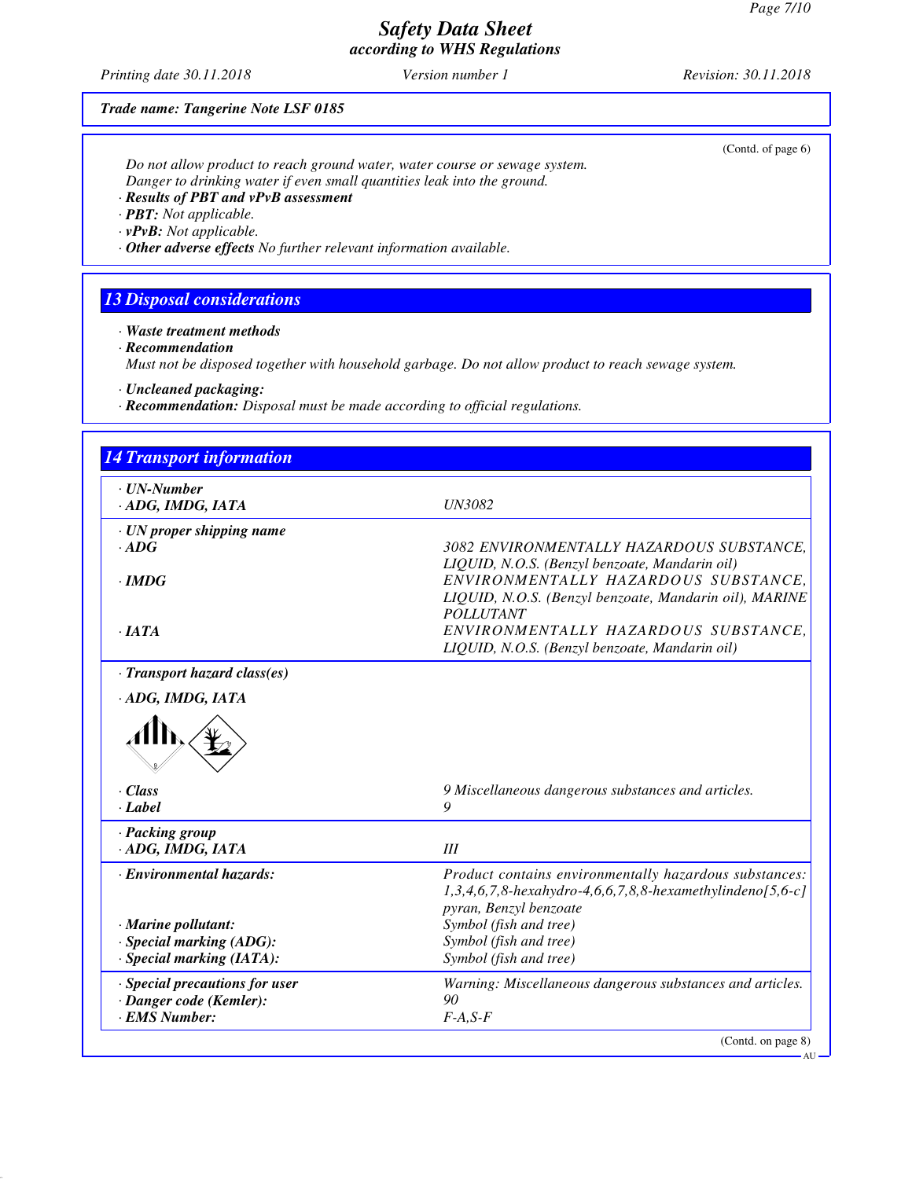**Trade name: Tangerine Note LSF 0185**

(Contd. of page 6)

Do not allow product to reach ground water, water course or sewage system.
Danger to drinking water if even small quantities leak into the ground.

· **Results of PBT and vPvB assessment**
· **PBT:** Not applicable.
· **vPvB:** Not applicable.
· **Other adverse effects** No further relevant information available.

## 13 Disposal considerations

· **Waste treatment methods**
· **Recommendation**
Must not be disposed together with household garbage. Do not allow product to reach sewage system.

· **Uncleaned packaging:**
· **Recommendation:** Disposal must be made according to official regulations.

## 14 Transport information

| | |
|---|---|
| · **UN-Number** | |
| · **ADG, IMDG, IATA** | UN3082 |
| · **UN proper shipping name** | |
| · **ADG** | 3082 ENVIRONMENTALLY HAZARDOUS SUBSTANCE, LIQUID, N.O.S. (Benzyl benzoate, Mandarin oil) |
| · **IMDG** | ENVIRONMENTALLY HAZARDOUS SUBSTANCE, LIQUID, N.O.S. (Benzyl benzoate, Mandarin oil), MARINE POLLUTANT |
| · **IATA** | ENVIRONMENTALLY HAZARDOUS SUBSTANCE, LIQUID, N.O.S. (Benzyl benzoate, Mandarin oil) |
| · **Transport hazard class(es)** | |
| · **ADG, IMDG, IATA** | |
| · **Class** | 9 Miscellaneous dangerous substances and articles. |
| · **Label** | 9 |
| · **Packing group** | |
| · **ADG, IMDG, IATA** | III |
| · **Environmental hazards:** | Product contains environmentally hazardous substances: 1,3,4,6,7,8-hexahydro-4,6,6,7,8,8-hexamethylindeno[5,6-c]pyran, Benzyl benzoate |
| · **Marine pollutant:** | Symbol (fish and tree) |
| · **Special marking (ADG):** | Symbol (fish and tree) |
| · **Special marking (IATA):** | Symbol (fish and tree) |
| · **Special precautions for user** | Warning: Miscellaneous dangerous substances and articles. |
| · **Danger code (Kemler):** | 90 |
| · **EMS Number:** | F-A,S-F |

(Contd. on page 8)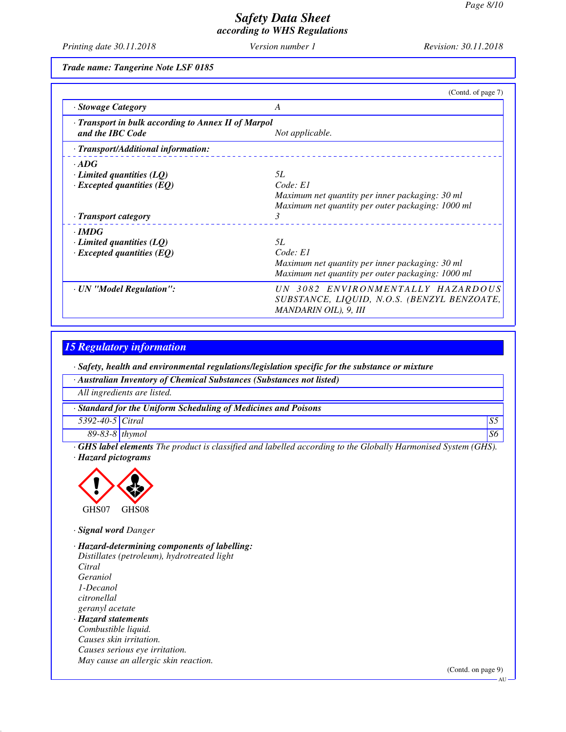*Trade name: Tangerine Note LSF 0185*

(Contd. of page 7)

| | |
|---|---|
| **· Stowage Category** | *A* |
| **· Transport in bulk according to Annex II of Marpol and the IBC Code** | *Not applicable.* |
| **· Transport/Additional information:** | |
| **· ADG** | |
| **· Limited quantities (LQ)** | *5L* |
| **· Excepted quantities (EQ)** | *Code: E1*<br>*Maximum net quantity per inner packaging: 30 ml*<br>*Maximum net quantity per outer packaging: 1000 ml* |
| **· Transport category** | *3* |
| **· IMDG** | |
| **· Limited quantities (LQ)** | *5L* |
| **· Excepted quantities (EQ)** | *Code: E1*<br>*Maximum net quantity per inner packaging: 30 ml*<br>*Maximum net quantity per outer packaging: 1000 ml* |
| **· UN "Model Regulation":** | *UN 3082 ENVIRONMENTALLY HAZARDOUS SUBSTANCE, LIQUID, N.O.S. (BENZYL BENZOATE, MANDARIN OIL), 9, III* |

## 15 Regulatory information

**· Safety, health and environmental regulations/legislation specific for the substance or mixture**

**· Australian Inventory of Chemical Substances (Substances not listed)**

*All ingredients are listed.*

**· Standard for the Uniform Scheduling of Medicines and Poisons**

| | | |
|---|---|---|
| 5392-40-5 | Citral | S5 |
| 89-83-8 | thymol | S6 |

**· GHS label elements** *The product is classified and labelled according to the Globally Harmonised System (GHS).*

**· Hazard pictograms**

GHS07 GHS08

**· Signal word** *Danger*

**· Hazard-determining components of labelling:**

*Distillates (petroleum), hydrotreated light*
*Citral*
*Geraniol*
*1-Decanol*
*citronellal*
*geranyl acetate*

**· Hazard statements**

*Combustible liquid.*
*Causes skin irritation.*
*Causes serious eye irritation.*
*May cause an allergic skin reaction.*

(Contd. on page 9)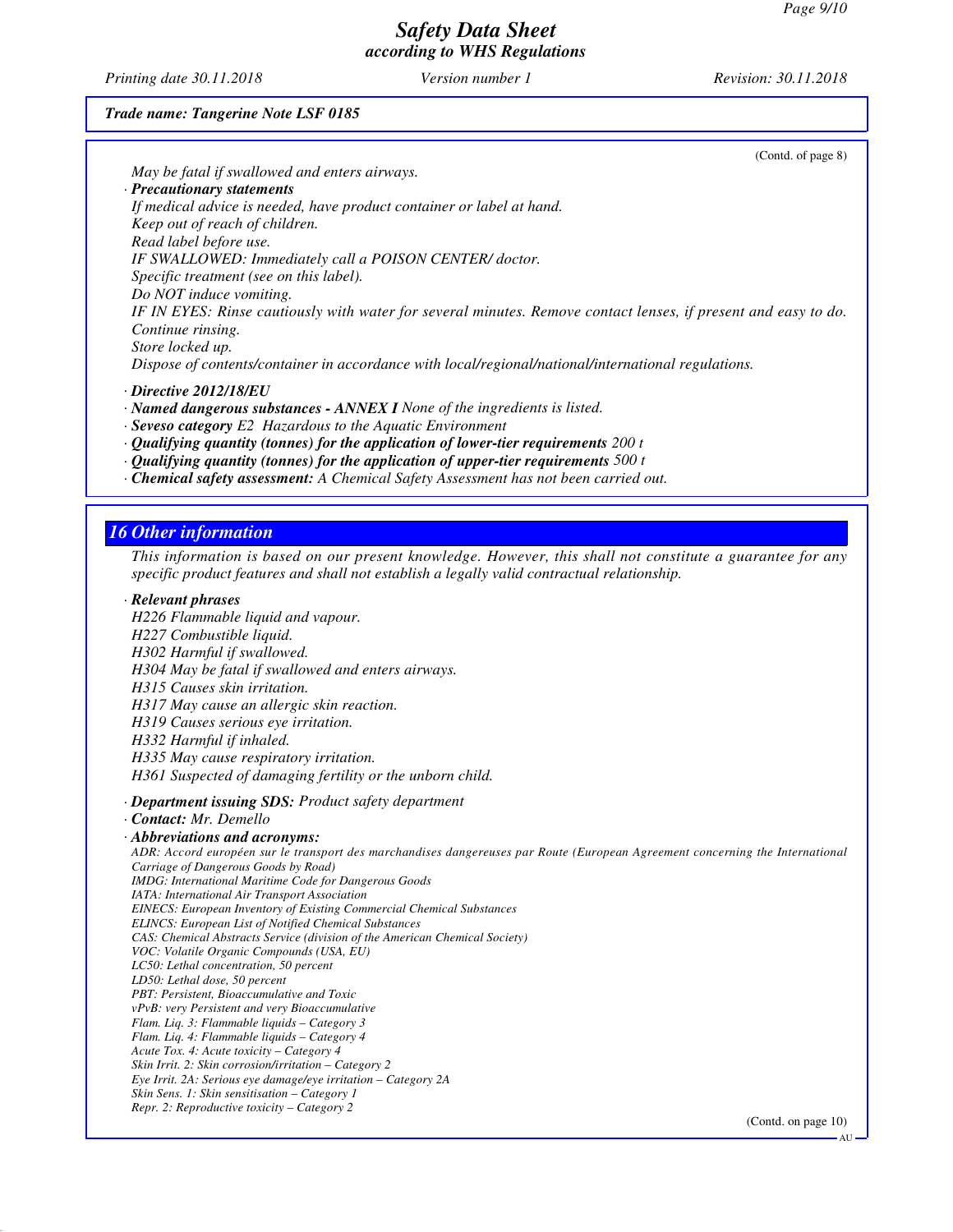*Trade name: Tangerine Note LSF 0185*

(Contd. of page 8)

May be fatal if swallowed and enters airways.

· **Precautionary statements**

If medical advice is needed, have product container or label at hand.
Keep out of reach of children.
Read label before use.
IF SWALLOWED: Immediately call a POISON CENTER/ doctor.
Specific treatment (see on this label).
Do NOT induce vomiting.
IF IN EYES: Rinse cautiously with water for several minutes. Remove contact lenses, if present and easy to do. Continue rinsing.
Store locked up.
Dispose of contents/container in accordance with local/regional/national/international regulations.

· **Directive 2012/18/EU**
· **Named dangerous substances - ANNEX I** None of the ingredients is listed.
· **Seveso category** E2 Hazardous to the Aquatic Environment
· **Qualifying quantity (tonnes) for the application of lower-tier requirements** 200 t
· **Qualifying quantity (tonnes) for the application of upper-tier requirements** 500 t
· **Chemical safety assessment:** A Chemical Safety Assessment has not been carried out.

## 16 Other information

This information is based on our present knowledge. However, this shall not constitute a guarantee for any specific product features and shall not establish a legally valid contractual relationship.

· **Relevant phrases**

H226 Flammable liquid and vapour.
H227 Combustible liquid.
H302 Harmful if swallowed.
H304 May be fatal if swallowed and enters airways.
H315 Causes skin irritation.
H317 May cause an allergic skin reaction.
H319 Causes serious eye irritation.
H332 Harmful if inhaled.
H335 May cause respiratory irritation.
H361 Suspected of damaging fertility or the unborn child.

· **Department issuing SDS:** Product safety department
· **Contact:** Mr. Demello
· **Abbreviations and acronyms:**

ADR: Accord européen sur le transport des marchandises dangereuses par Route (European Agreement concerning the International Carriage of Dangerous Goods by Road)
IMDG: International Maritime Code for Dangerous Goods
IATA: International Air Transport Association
EINECS: European Inventory of Existing Commercial Chemical Substances
ELINCS: European List of Notified Chemical Substances
CAS: Chemical Abstracts Service (division of the American Chemical Society)
VOC: Volatile Organic Compounds (USA, EU)
LC50: Lethal concentration, 50 percent
LD50: Lethal dose, 50 percent
PBT: Persistent, Bioaccumulative and Toxic
vPvB: very Persistent and very Bioaccumulative
Flam. Liq. 3: Flammable liquids – Category 3
Flam. Liq. 4: Flammable liquids – Category 4
Acute Tox. 4: Acute toxicity – Category 4
Skin Irrit. 2: Skin corrosion/irritation – Category 2
Eye Irrit. 2A: Serious eye damage/eye irritation – Category 2A
Skin Sens. 1: Skin sensitisation – Category 1
Repr. 2: Reproductive toxicity – Category 2

(Contd. on page 10)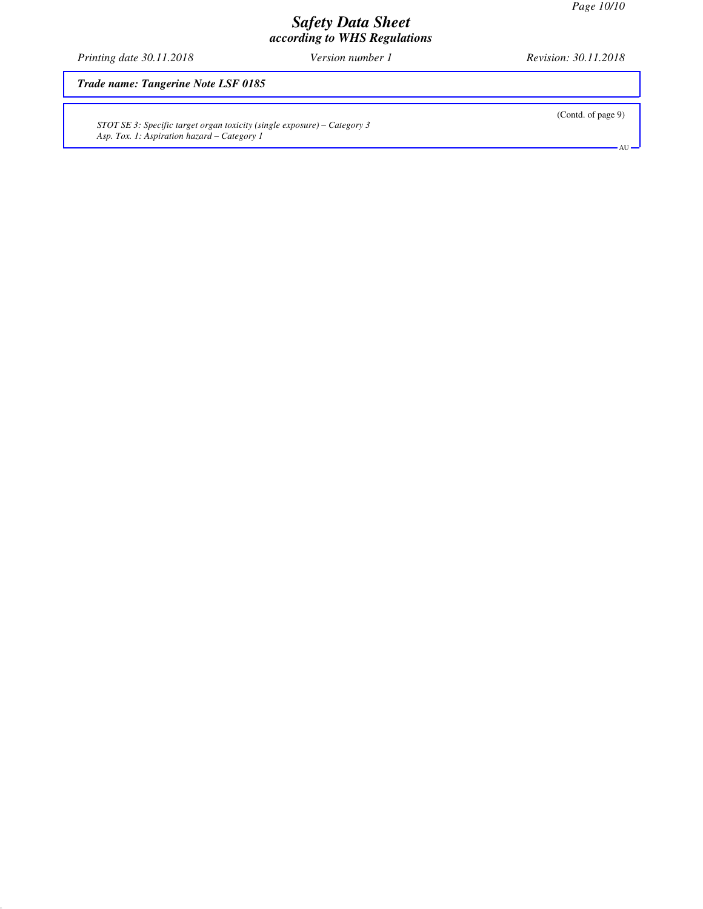**Trade name: Tangerine Note LSF 0185**

(Contd. of page 9)

*STOT SE 3: Specific target organ toxicity (single exposure) – Category 3*
*Asp. Tox. 1: Aspiration hazard – Category 1*